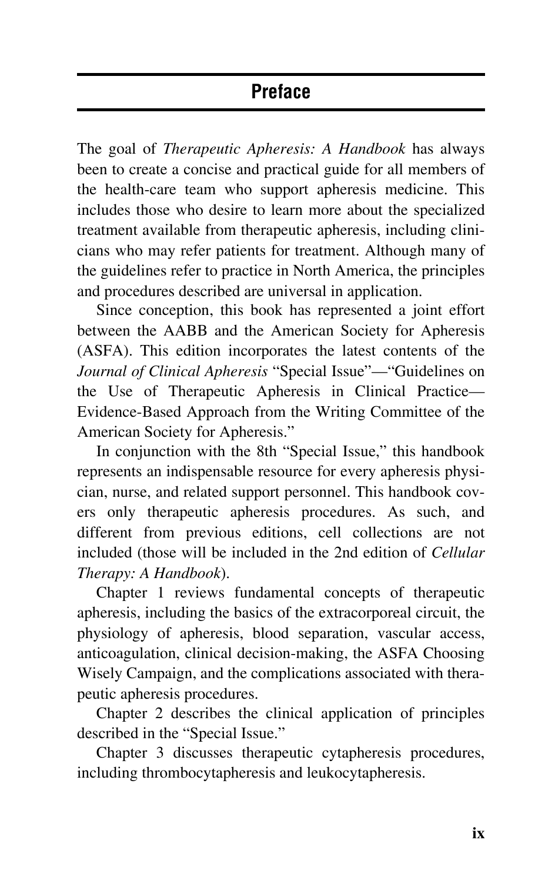# Preface

The goal of *Therapeutic Apheresis: A Handbook* has always been to create a concise and practical guide for all members of the health-care team who support apheresis medicine. This includes those who desire to learn more about the specialized treatment available from therapeutic apheresis, including clinicians who may refer patients for treatment. Although many of the guidelines refer to practice in North America, the principles and procedures described are universal in application.

Since conception, this book has represented a joint effort between the AABB and the American Society for Apheresis (ASFA). This edition incorporates the latest contents of the *Journal of Clinical Apheresis* "Special Issue"—"Guidelines on the Use of Therapeutic Apheresis in Clinical Practice—Evidence-Based Approach from the Writing Committee of the American Society for Apheresis."

In conjunction with the 8th "Special Issue," this handbook represents an indispensable resource for every apheresis physician, nurse, and related support personnel. This handbook covers only therapeutic apheresis procedures. As such, and different from previous editions, cell collections are not included (those will be included in the 2nd edition of *Cellular Therapy: A Handbook*).

Chapter 1 reviews fundamental concepts of therapeutic apheresis, including the basics of the extracorporeal circuit, the physiology of apheresis, blood separation, vascular access, anticoagulation, clinical decision-making, the ASFA Choosing Wisely Campaign, and the complications associated with therapeutic apheresis procedures.

Chapter 2 describes the clinical application of principles described in the "Special Issue."

Chapter 3 discusses therapeutic cytapheresis procedures, including thrombocytapheresis and leukocytapheresis.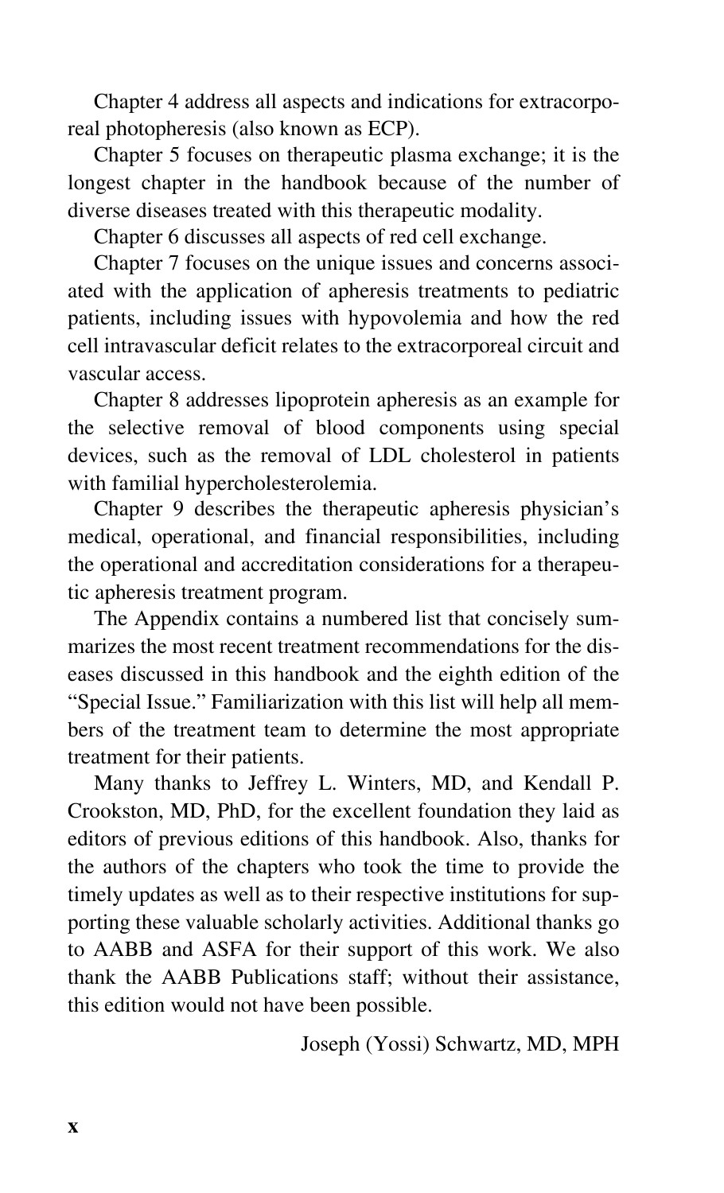Chapter 4 address all aspects and indications for extracorporeal photopheresis (also known as ECP).

Chapter 5 focuses on therapeutic plasma exchange; it is the longest chapter in the handbook because of the number of diverse diseases treated with this therapeutic modality.

Chapter 6 discusses all aspects of red cell exchange.

Chapter 7 focuses on the unique issues and concerns associated with the application of apheresis treatments to pediatric patients, including issues with hypovolemia and how the red cell intravascular deficit relates to the extracorporeal circuit and vascular access.

Chapter 8 addresses lipoprotein apheresis as an example for the selective removal of blood components using special devices, such as the removal of LDL cholesterol in patients with familial hypercholesterolemia.

Chapter 9 describes the therapeutic apheresis physician's medical, operational, and financial responsibilities, including the operational and accreditation considerations for a therapeutic apheresis treatment program.

The Appendix contains a numbered list that concisely summarizes the most recent treatment recommendations for the diseases discussed in this handbook and the eighth edition of the "Special Issue." Familiarization with this list will help all members of the treatment team to determine the most appropriate treatment for their patients.

Many thanks to Jeffrey L. Winters, MD, and Kendall P. Crookston, MD, PhD, for the excellent foundation they laid as editors of previous editions of this handbook. Also, thanks for the authors of the chapters who took the time to provide the timely updates as well as to their respective institutions for supporting these valuable scholarly activities. Additional thanks go to AABB and ASFA for their support of this work. We also thank the AABB Publications staff; without their assistance, this edition would not have been possible.

Joseph (Yossi) Schwartz, MD, MPH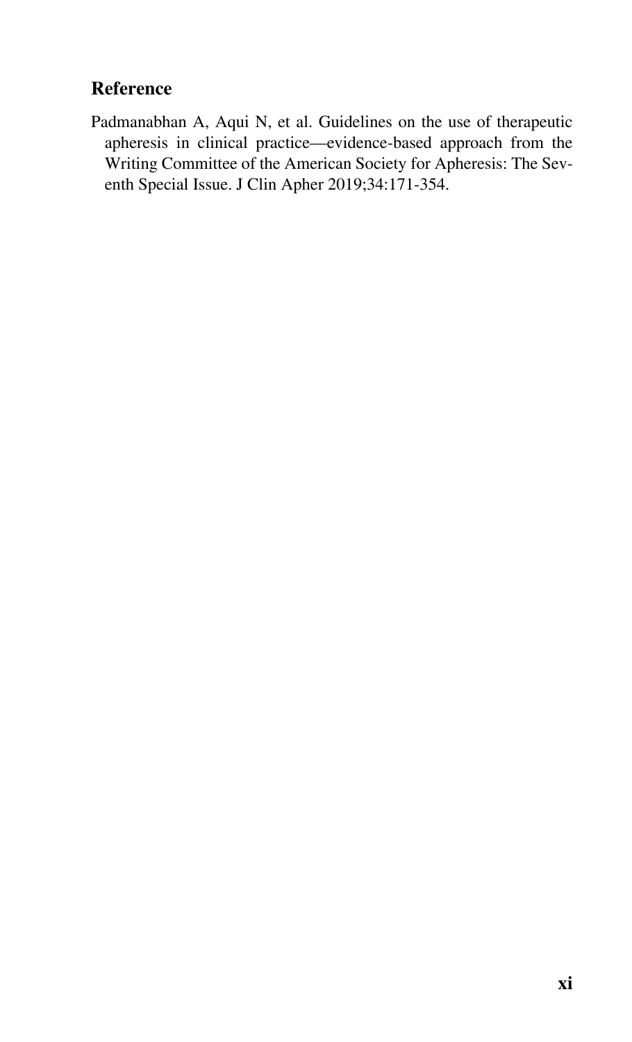## Reference

Padmanabhan A, Aqui N, et al. Guidelines on the use of therapeutic apheresis in clinical practice—evidence-based approach from the Writing Committee of the American Society for Apheresis: The Seventh Special Issue. J Clin Apher 2019;34:171-354.